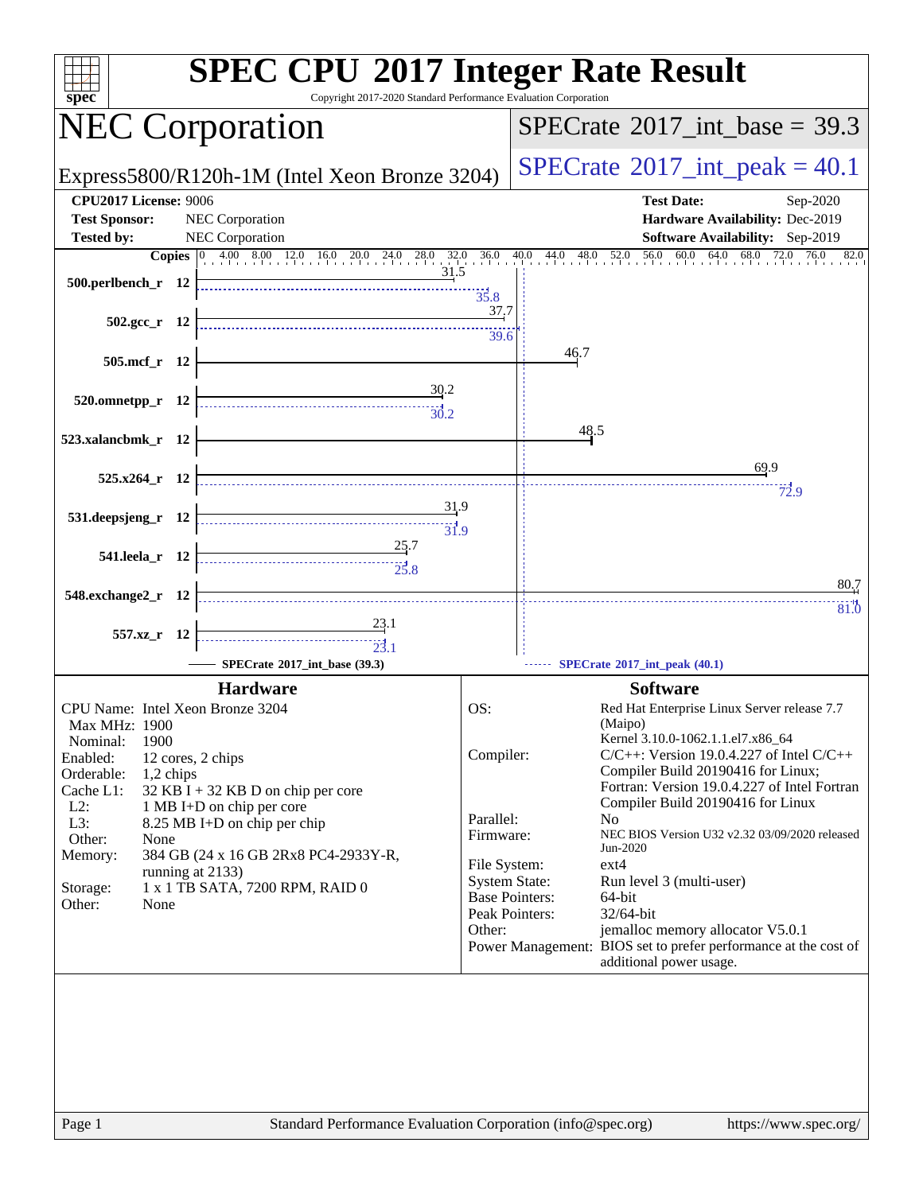# SPEC CPU 2017 Integer Rate Result

Copyright 2017-2020 Standard Performance Evaluation Corporation

## NEC Corporation

Express5800/R120h-1M (Intel Xeon Bronze 3204)

SPECrate 2017_int_base = 39.3

SPECrate 2017_int_peak = 40.1

**CPU2017 License:** 9006
**Test Sponsor:** NEC Corporation
**Tested by:** NEC Corporation

**Test Date:** Sep-2020
**Hardware Availability:** Dec-2019
**Software Availability:** Sep-2019

| Benchmark | Copies | Base | Peak |
|---|---|---|---|
| 500.perlbench_r | 12 | 31.5 | 35.8 |
| 502.gcc_r | 12 | 37.7 | 39.6 |
| 505.mcf_r | 12 | 46.7 | |
| 520.omnetpp_r | 12 | 30.2 | 30.2 |
| 523.xalancbmk_r | 12 | 48.5 | |
| 525.x264_r | 12 | 69.9 | 72.9 |
| 531.deepsjeng_r | 12 | 31.9 | 31.9 |
| 541.leela_r | 12 | 25.7 | 25.8 |
| 548.exchange2_r | 12 | 80.7 | 81.0 |
| 557.xz_r | 12 | 23.1 | 23.1 |

SPECrate 2017_int_base (39.3) — SPECrate 2017_int_peak (40.1)

### Hardware

| | |
|---|---|
| CPU Name: | Intel Xeon Bronze 3204 |
| Max MHz: | 1900 |
| Nominal: | 1900 |
| Enabled: | 12 cores, 2 chips |
| Orderable: | 1,2 chips |
| Cache L1: | 32 KB I + 32 KB D on chip per core |
| L2: | 1 MB I+D on chip per core |
| L3: | 8.25 MB I+D on chip per chip |
| Other: | None |
| Memory: | 384 GB (24 x 16 GB 2Rx8 PC4-2933Y-R, running at 2133) |
| Storage: | 1 x 1 TB SATA, 7200 RPM, RAID 0 |
| Other: | None |

### Software

| | |
|---|---|
| OS: | Red Hat Enterprise Linux Server release 7.7 (Maipo) Kernel 3.10.0-1062.1.1.el7.x86_64 |
| Compiler: | C/C++: Version 19.0.4.227 of Intel C/C++ Compiler Build 20190416 for Linux; Fortran: Version 19.0.4.227 of Intel Fortran Compiler Build 20190416 for Linux |
| Parallel: | No |
| Firmware: | NEC BIOS Version U32 v2.32 03/09/2020 released Jun-2020 |
| File System: | ext4 |
| System State: | Run level 3 (multi-user) |
| Base Pointers: | 64-bit |
| Peak Pointers: | 32/64-bit |
| Other: | jemalloc memory allocator V5.0.1 |
| Power Management: | BIOS set to prefer performance at the cost of additional power usage. |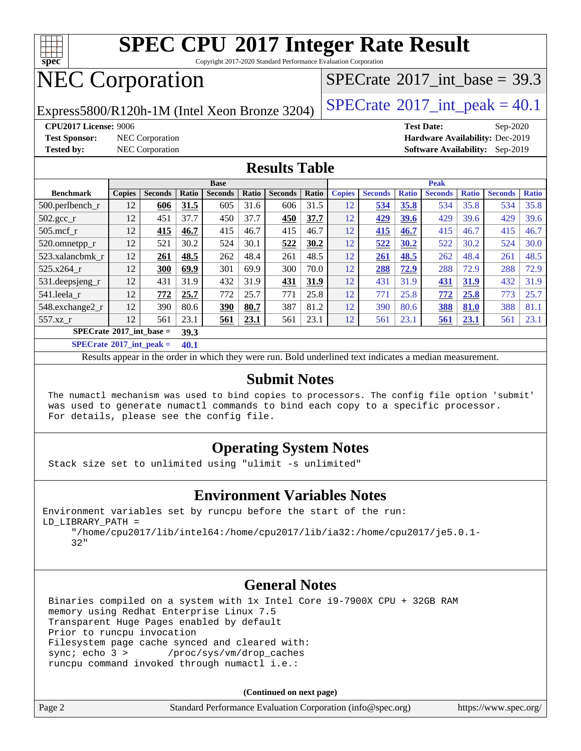# SPEC CPU 2017 Integer Rate Result

Copyright 2017-2020 Standard Performance Evaluation Corporation

# NEC Corporation

Express5800/R120h-1M (Intel Xeon Bronze 3204)

SPECrate 2017_int_base = 39.3

SPECrate 2017_int_peak = 40.1

**CPU2017 License:** 9006
**Test Sponsor:** NEC Corporation
**Tested by:** NEC Corporation

**Test Date:** Sep-2020
**Hardware Availability:** Dec-2019
**Software Availability:** Sep-2019

## Results Table

| | Base | | | | | | | Peak | | | | | | |
|---|---|---|---|---|---|---|---|---|---|---|---|---|---|---|
| **Benchmark** | **Copies** | **Seconds** | **Ratio** | **Seconds** | **Ratio** | **Seconds** | **Ratio** | **Copies** | **Seconds** | **Ratio** | **Seconds** | **Ratio** | **Seconds** | **Ratio** |
| 500.perlbench_r | 12 | **606** | **31.5** | 605 | 31.6 | 606 | 31.5 | 12 | **534** | **35.8** | 534 | 35.8 | 534 | 35.8 |
| 502.gcc_r | 12 | 451 | 37.7 | 450 | 37.7 | **450** | **37.7** | 12 | **429** | **39.6** | 429 | 39.6 | 429 | 39.6 |
| 505.mcf_r | 12 | **415** | **46.7** | 415 | 46.7 | 415 | 46.7 | 12 | **415** | **46.7** | 415 | 46.7 | 415 | 46.7 |
| 520.omnetpp_r | 12 | 521 | 30.2 | 524 | 30.1 | **522** | **30.2** | 12 | **522** | **30.2** | 522 | 30.2 | 524 | 30.0 |
| 523.xalancbmk_r | 12 | **261** | **48.5** | 262 | 48.4 | 261 | 48.5 | 12 | **261** | **48.5** | 262 | 48.4 | 261 | 48.5 |
| 525.x264_r | 12 | **300** | **69.9** | 301 | 69.9 | 300 | 70.0 | 12 | **288** | **72.9** | 288 | 72.9 | 288 | 72.9 |
| 531.deepsjeng_r | 12 | 431 | 31.9 | 432 | 31.9 | **431** | **31.9** | 12 | 431 | 31.9 | **431** | **31.9** | 432 | 31.9 |
| 541.leela_r | 12 | **772** | **25.7** | 772 | 25.7 | 771 | 25.8 | 12 | 771 | 25.8 | **772** | **25.8** | 773 | 25.7 |
| 548.exchange2_r | 12 | 390 | 80.6 | **390** | **80.7** | 387 | 81.2 | 12 | 390 | 80.6 | **388** | **81.0** | 388 | 81.1 |
| 557.xz_r | 12 | 561 | 23.1 | **561** | **23.1** | 561 | 23.1 | 12 | 561 | 23.1 | **561** | **23.1** | 561 | 23.1 |

**SPECrate 2017_int_base = 39.3**

**SPECrate 2017_int_peak = 40.1**

Results appear in the order in which they were run. Bold underlined text indicates a median measurement.

## Submit Notes

```
The numactl mechanism was used to bind copies to processors. The config file option 'submit'
was used to generate numactl commands to bind each copy to a specific processor.
For details, please see the config file.
```

## Operating System Notes

```
Stack size set to unlimited using "ulimit -s unlimited"
```

## Environment Variables Notes

```
Environment variables set by runcpu before the start of the run:
LD_LIBRARY_PATH =
     "/home/cpu2017/lib/intel64:/home/cpu2017/lib/ia32:/home/cpu2017/je5.0.1-
     32"
```

## General Notes

```
Binaries compiled on a system with 1x Intel Core i9-7900X CPU + 32GB RAM
memory using Redhat Enterprise Linux 7.5
Transparent Huge Pages enabled by default
Prior to runcpu invocation
Filesystem page cache synced and cleared with:
sync; echo 3 >       /proc/sys/vm/drop_caches
runcpu command invoked through numactl i.e.:
```

(Continued on next page)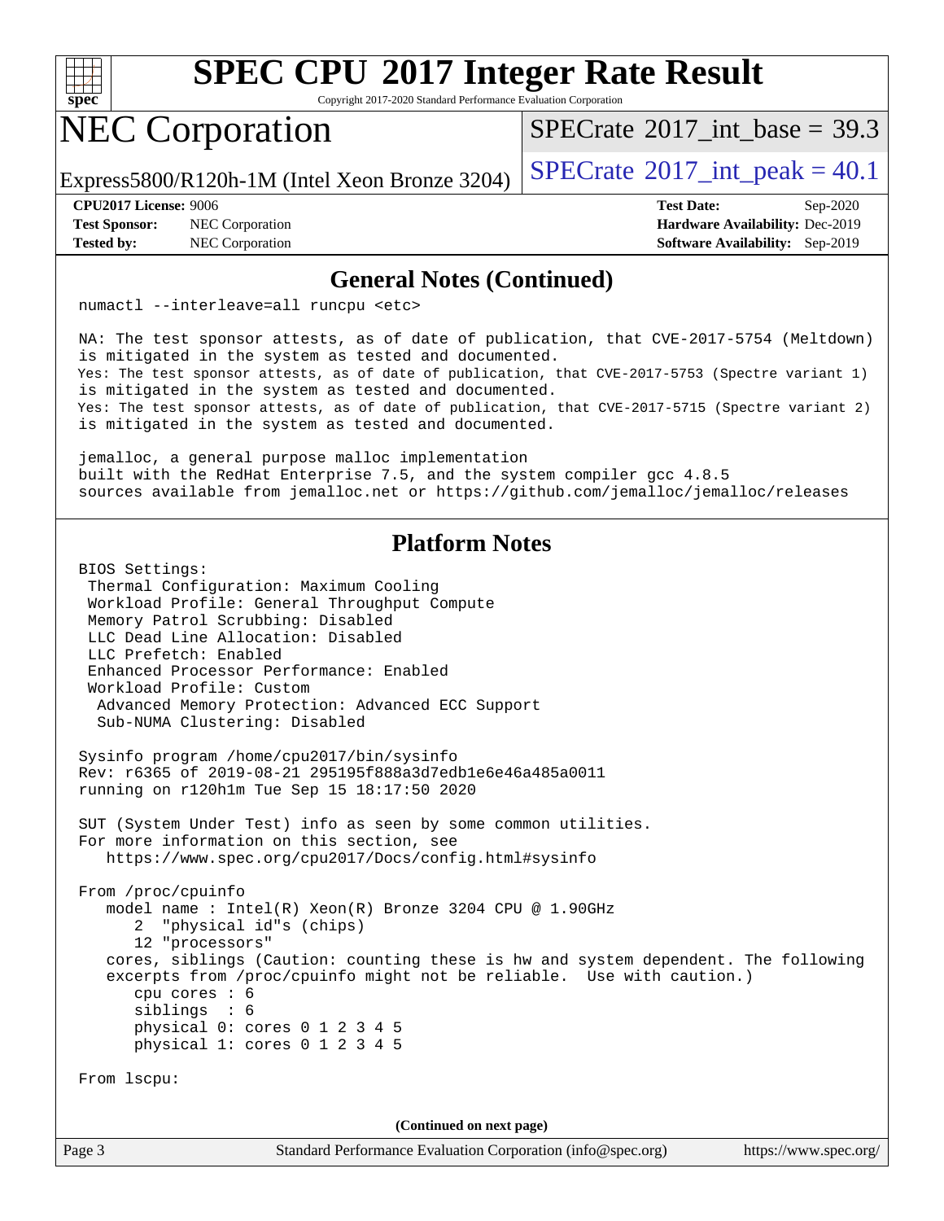## General Notes (Continued)

```
numactl --interleave=all runcpu <etc>

NA: The test sponsor attests, as of date of publication, that CVE-2017-5754 (Meltdown)
is mitigated in the system as tested and documented.
Yes: The test sponsor attests, as of date of publication, that CVE-2017-5753 (Spectre variant 1)
is mitigated in the system as tested and documented.
Yes: The test sponsor attests, as of date of publication, that CVE-2017-5715 (Spectre variant 2)
is mitigated in the system as tested and documented.

jemalloc, a general purpose malloc implementation
built with the RedHat Enterprise 7.5, and the system compiler gcc 4.8.5
sources available from jemalloc.net or https://github.com/jemalloc/jemalloc/releases
```

## Platform Notes

```
BIOS Settings:
 Thermal Configuration: Maximum Cooling
 Workload Profile: General Throughput Compute
 Memory Patrol Scrubbing: Disabled
 LLC Dead Line Allocation: Disabled
 LLC Prefetch: Enabled
 Enhanced Processor Performance: Enabled
 Workload Profile: Custom
  Advanced Memory Protection: Advanced ECC Support
  Sub-NUMA Clustering: Disabled

Sysinfo program /home/cpu2017/bin/sysinfo
Rev: r6365 of 2019-08-21 295195f888a3d7edb1e6e46a485a0011
running on r120h1m Tue Sep 15 18:17:50 2020

SUT (System Under Test) info as seen by some common utilities.
For more information on this section, see
   https://www.spec.org/cpu2017/Docs/config.html#sysinfo

From /proc/cpuinfo
   model name : Intel(R) Xeon(R) Bronze 3204 CPU @ 1.90GHz
      2  "physical id"s (chips)
      12 "processors"
   cores, siblings (Caution: counting these is hw and system dependent. The following
   excerpts from /proc/cpuinfo might not be reliable.  Use with caution.)
      cpu cores : 6
      siblings  : 6
      physical 0: cores 0 1 2 3 4 5
      physical 1: cores 0 1 2 3 4 5

From lscpu:
```

(Continued on next page)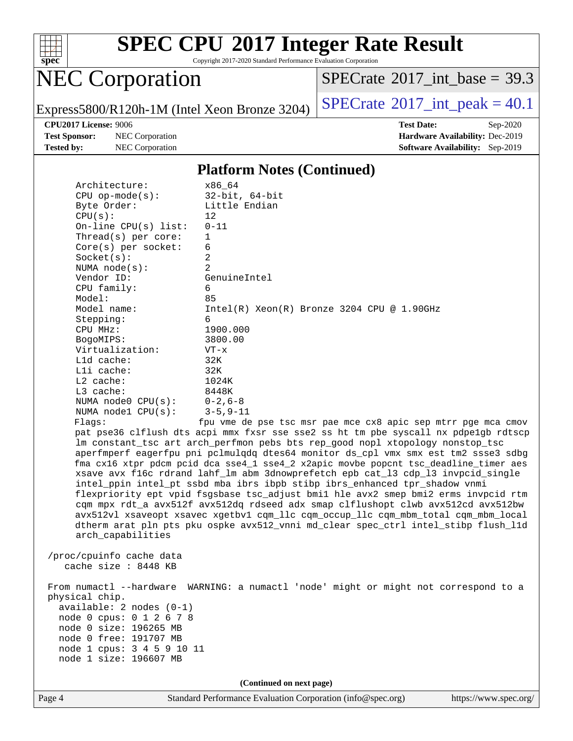# SPEC CPU 2017 Integer Rate Result

Copyright 2017-2020 Standard Performance Evaluation Corporation

## NEC Corporation

Express5800/R120h-1M (Intel Xeon Bronze 3204)

SPECrate 2017_int_base = 39.3

SPECrate 2017_int_peak = 40.1

**CPU2017 License:** 9006
**Test Sponsor:** NEC Corporation
**Tested by:** NEC Corporation

**Test Date:** Sep-2020
**Hardware Availability:** Dec-2019
**Software Availability:** Sep-2019

### Platform Notes (Continued)

```
      Architecture:          x86_64
      CPU op-mode(s):        32-bit, 64-bit
      Byte Order:            Little Endian
      CPU(s):                12
      On-line CPU(s) list:   0-11
      Thread(s) per core:    1
      Core(s) per socket:    6
      Socket(s):             2
      NUMA node(s):          2
      Vendor ID:             GenuineIntel
      CPU family:            6
      Model:                 85
      Model name:            Intel(R) Xeon(R) Bronze 3204 CPU @ 1.90GHz
      Stepping:              6
      CPU MHz:               1900.000
      BogoMIPS:              3800.00
      Virtualization:        VT-x
      L1d cache:             32K
      L1i cache:             32K
      L2 cache:              1024K
      L3 cache:              8448K
      NUMA node0 CPU(s):     0-2,6-8
      NUMA node1 CPU(s):     3-5,9-11
      Flags:                 fpu vme de pse tsc msr pae mce cx8 apic sep mtrr pge mca cmov
      pat pse36 clflush dts acpi mmx fxsr sse sse2 ss ht tm pbe syscall nx pdpe1gb rdtscp
      lm constant_tsc art arch_perfmon pebs bts rep_good nopl xtopology nonstop_tsc
      aperfmperf eagerfpu pni pclmulqdq dtes64 monitor ds_cpl vmx smx est tm2 ssse3 sdbg
      fma cx16 xtpr pdcm pcid dca sse4_1 sse4_2 x2apic movbe popcnt tsc_deadline_timer aes
      xsave avx f16c rdrand lahf_lm abm 3dnowprefetch epb cat_l3 cdp_l3 invpcid_single
      intel_ppin intel_pt ssbd mba ibrs ibpb stibp ibrs_enhanced tpr_shadow vnmi
      flexpriority ept vpid fsgsbase tsc_adjust bmi1 hle avx2 smep bmi2 erms invpcid rtm
      cqm mpx rdt_a avx512f avx512dq rdseed adx smap clflushopt clwb avx512cd avx512bw
      avx512vl xsaveopt xsavec xgetbv1 cqm_llc cqm_occup_llc cqm_mbm_total cqm_mbm_local
      dtherm arat pln pts pku ospke avx512_vnni md_clear spec_ctrl intel_stibp flush_l1d
      arch_capabilities

 /proc/cpuinfo cache data
    cache size : 8448 KB

 From numactl --hardware  WARNING: a numactl 'node' might or might not correspond to a
 physical chip.
   available: 2 nodes (0-1)
   node 0 cpus: 0 1 2 6 7 8
   node 0 size: 196265 MB
   node 0 free: 191707 MB
   node 1 cpus: 3 4 5 9 10 11
   node 1 size: 196607 MB
```

(Continued on next page)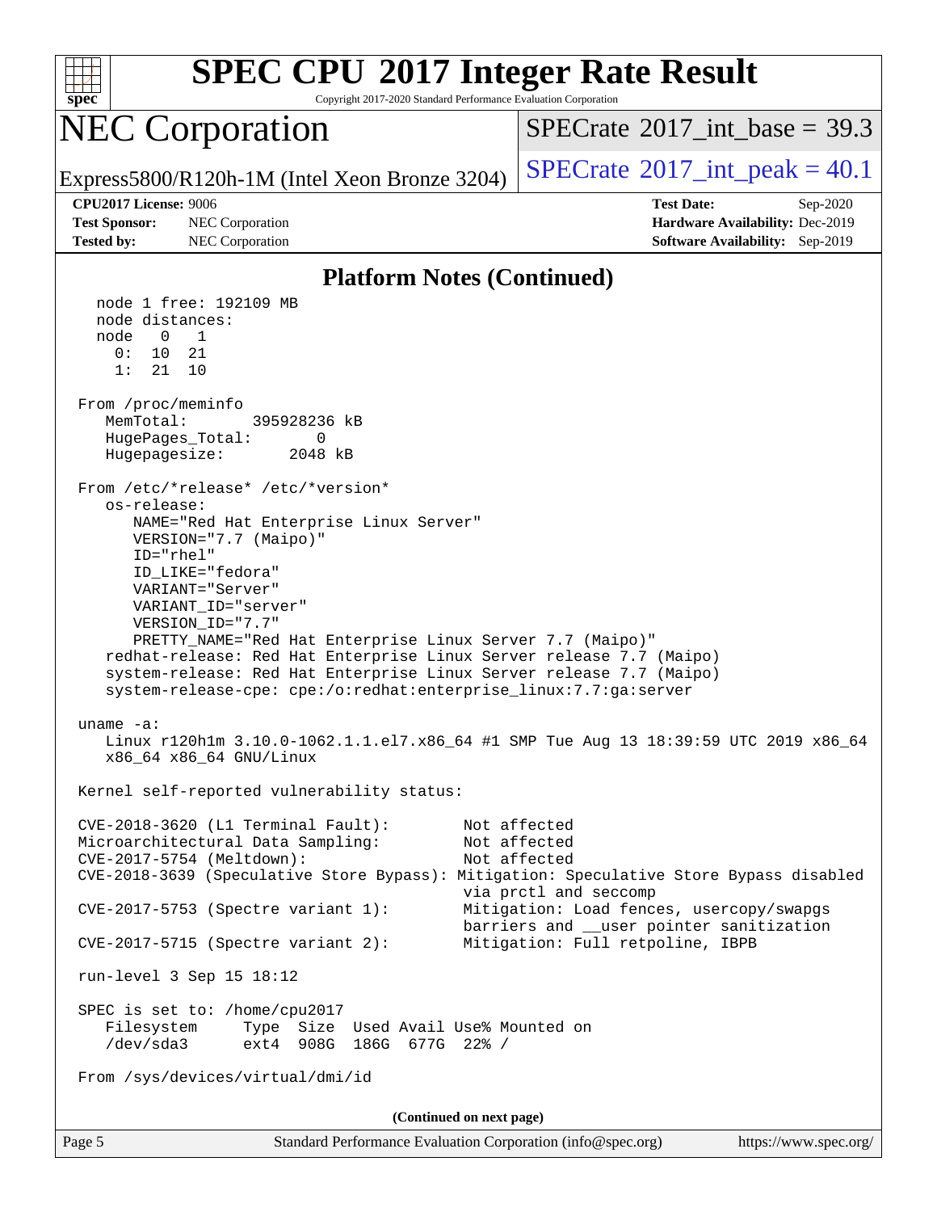# SPEC CPU 2017 Integer Rate Result

Copyright 2017-2020 Standard Performance Evaluation Corporation

## NEC Corporation

Express5800/R120h-1M (Intel Xeon Bronze 3204)

SPECrate 2017_int_base = 39.3

SPECrate 2017_int_peak = 40.1

**CPU2017 License:** 9006
**Test Sponsor:** NEC Corporation
**Tested by:** NEC Corporation

**Test Date:** Sep-2020
**Hardware Availability:** Dec-2019
**Software Availability:** Sep-2019

### Platform Notes (Continued)

```
   node 1 free: 192109 MB
   node distances:
   node   0   1
     0:  10  21
     1:  21  10

 From /proc/meminfo
    MemTotal:       395928236 kB
    HugePages_Total:       0
    Hugepagesize:       2048 kB

 From /etc/*release* /etc/*version*
    os-release:
       NAME="Red Hat Enterprise Linux Server"
       VERSION="7.7 (Maipo)"
       ID="rhel"
       ID_LIKE="fedora"
       VARIANT="Server"
       VARIANT_ID="server"
       VERSION_ID="7.7"
       PRETTY_NAME="Red Hat Enterprise Linux Server 7.7 (Maipo)"
    redhat-release: Red Hat Enterprise Linux Server release 7.7 (Maipo)
    system-release: Red Hat Enterprise Linux Server release 7.7 (Maipo)
    system-release-cpe: cpe:/o:redhat:enterprise_linux:7.7:ga:server

 uname -a:
    Linux r120h1m 3.10.0-1062.1.1.el7.x86_64 #1 SMP Tue Aug 13 18:39:59 UTC 2019 x86_64
    x86_64 x86_64 GNU/Linux

 Kernel self-reported vulnerability status:

 CVE-2018-3620 (L1 Terminal Fault):         Not affected
 Microarchitectural Data Sampling:          Not affected
 CVE-2017-5754 (Meltdown):                  Not affected
 CVE-2018-3639 (Speculative Store Bypass): Mitigation: Speculative Store Bypass disabled
                                            via prctl and seccomp
 CVE-2017-5753 (Spectre variant 1):         Mitigation: Load fences, usercopy/swapgs
                                            barriers and __user pointer sanitization
 CVE-2017-5715 (Spectre variant 2):         Mitigation: Full retpoline, IBPB

 run-level 3 Sep 15 18:12

 SPEC is set to: /home/cpu2017
    Filesystem     Type  Size  Used Avail Use% Mounted on
    /dev/sda3      ext4  908G  186G  677G  22% /

 From /sys/devices/virtual/dmi/id
```

(Continued on next page)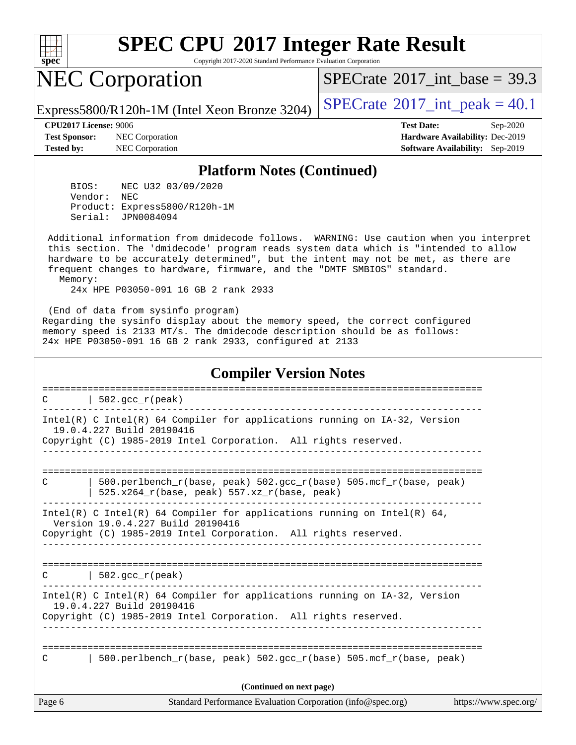## Platform Notes (Continued)

```
BIOS:    NEC U32 03/09/2020
Vendor:  NEC
Product: Express5800/R120h-1M
Serial:  JPN0084094

Additional information from dmidecode follows.  WARNING: Use caution when you interpret
this section. The 'dmidecode' program reads system data which is "intended to allow
hardware to be accurately determined", but the intent may not be met, as there are
frequent changes to hardware, firmware, and the "DMTF SMBIOS" standard.
  Memory:
    24x HPE P03050-091 16 GB 2 rank 2933

(End of data from sysinfo program)
Regarding the sysinfo display about the memory speed, the correct configured
memory speed is 2133 MT/s. The dmidecode description should be as follows:
24x HPE P03050-091 16 GB 2 rank 2933, configured at 2133
```

## Compiler Version Notes

```
==============================================================================
C       | 502.gcc_r(peak)
------------------------------------------------------------------------------
Intel(R) C Intel(R) 64 Compiler for applications running on IA-32, Version
  19.0.4.227 Build 20190416
Copyright (C) 1985-2019 Intel Corporation.  All rights reserved.
------------------------------------------------------------------------------

==============================================================================
C       | 500.perlbench_r(base, peak) 502.gcc_r(base) 505.mcf_r(base, peak)
        | 525.x264_r(base, peak) 557.xz_r(base, peak)
------------------------------------------------------------------------------
Intel(R) C Intel(R) 64 Compiler for applications running on Intel(R) 64,
  Version 19.0.4.227 Build 20190416
Copyright (C) 1985-2019 Intel Corporation.  All rights reserved.
------------------------------------------------------------------------------

==============================================================================
C       | 502.gcc_r(peak)
------------------------------------------------------------------------------
Intel(R) C Intel(R) 64 Compiler for applications running on IA-32, Version
  19.0.4.227 Build 20190416
Copyright (C) 1985-2019 Intel Corporation.  All rights reserved.
------------------------------------------------------------------------------

==============================================================================
C       | 500.perlbench_r(base, peak) 502.gcc_r(base) 505.mcf_r(base, peak)
```

(Continued on next page)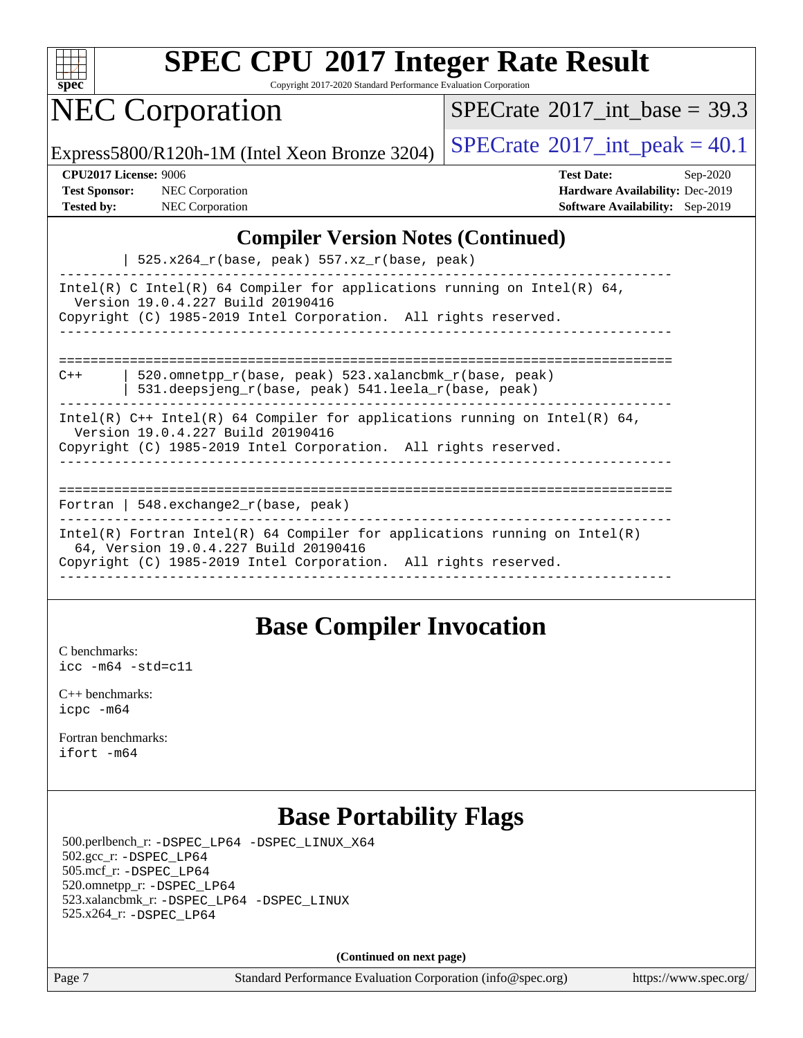# SPEC CPU 2017 Integer Rate Result

Copyright 2017-2020 Standard Performance Evaluation Corporation

## NEC Corporation

Express5800/R120h-1M (Intel Xeon Bronze 3204)

SPECrate 2017_int_base = 39.3

SPECrate 2017_int_peak = 40.1

**CPU2017 License:** 9006
**Test Sponsor:** NEC Corporation
**Tested by:** NEC Corporation

**Test Date:** Sep-2020
**Hardware Availability:** Dec-2019
**Software Availability:** Sep-2019

## Compiler Version Notes (Continued)

```
        | 525.x264_r(base, peak) 557.xz_r(base, peak)
------------------------------------------------------------------------------
Intel(R) C Intel(R) 64 Compiler for applications running on Intel(R) 64,
  Version 19.0.4.227 Build 20190416
Copyright (C) 1985-2019 Intel Corporation.  All rights reserved.
------------------------------------------------------------------------------

==============================================================================
C++     | 520.omnetpp_r(base, peak) 523.xalancbmk_r(base, peak)
        | 531.deepsjeng_r(base, peak) 541.leela_r(base, peak)
------------------------------------------------------------------------------
Intel(R) C++ Intel(R) 64 Compiler for applications running on Intel(R) 64,
  Version 19.0.4.227 Build 20190416
Copyright (C) 1985-2019 Intel Corporation.  All rights reserved.
------------------------------------------------------------------------------

==============================================================================
Fortran | 548.exchange2_r(base, peak)
------------------------------------------------------------------------------
Intel(R) Fortran Intel(R) 64 Compiler for applications running on Intel(R)
  64, Version 19.0.4.227 Build 20190416
Copyright (C) 1985-2019 Intel Corporation.  All rights reserved.
------------------------------------------------------------------------------
```

## Base Compiler Invocation

C benchmarks:
`icc -m64 -std=c11`

C++ benchmarks:
`icpc -m64`

Fortran benchmarks:
`ifort -m64`

## Base Portability Flags

500.perlbench_r: `-DSPEC_LP64 -DSPEC_LINUX_X64`
502.gcc_r: `-DSPEC_LP64`
505.mcf_r: `-DSPEC_LP64`
520.omnetpp_r: `-DSPEC_LP64`
523.xalancbmk_r: `-DSPEC_LP64 -DSPEC_LINUX`
525.x264_r: `-DSPEC_LP64`

**(Continued on next page)**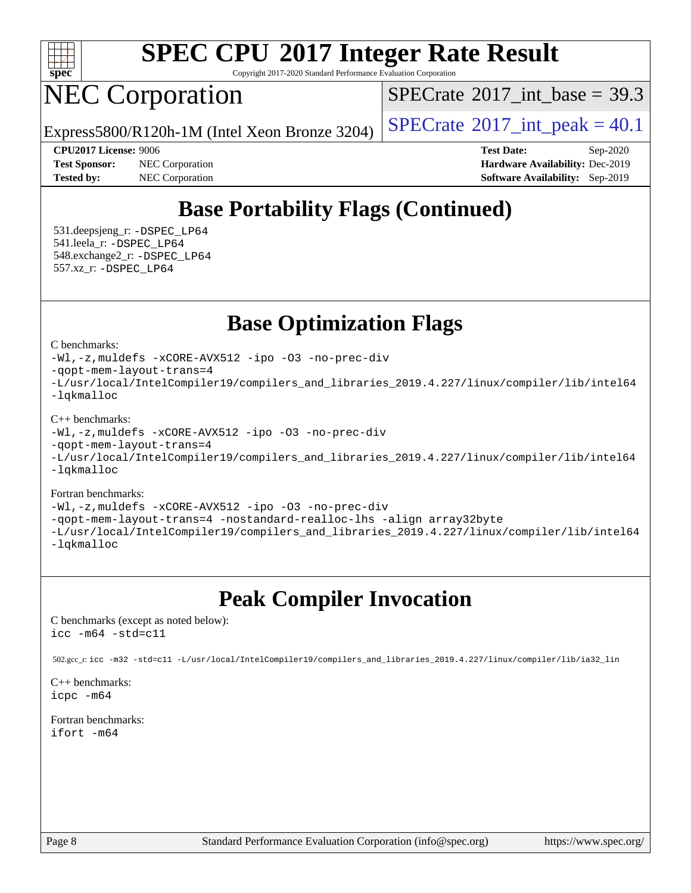## Base Portability Flags (Continued)

531.deepsjeng_r: `-DSPEC_LP64`
541.leela_r: `-DSPEC_LP64`
548.exchange2_r: `-DSPEC_LP64`
557.xz_r: `-DSPEC_LP64`

## Base Optimization Flags

C benchmarks:

```
-Wl,-z,muldefs -xCORE-AVX512 -ipo -O3 -no-prec-div
-qopt-mem-layout-trans=4
-L/usr/local/IntelCompiler19/compilers_and_libraries_2019.4.227/linux/compiler/lib/intel64
-lqkmalloc
```

C++ benchmarks:

```
-Wl,-z,muldefs -xCORE-AVX512 -ipo -O3 -no-prec-div
-qopt-mem-layout-trans=4
-L/usr/local/IntelCompiler19/compilers_and_libraries_2019.4.227/linux/compiler/lib/intel64
-lqkmalloc
```

Fortran benchmarks:

```
-Wl,-z,muldefs -xCORE-AVX512 -ipo -O3 -no-prec-div
-qopt-mem-layout-trans=4 -nostandard-realloc-lhs -align array32byte
-L/usr/local/IntelCompiler19/compilers_and_libraries_2019.4.227/linux/compiler/lib/intel64
-lqkmalloc
```

## Peak Compiler Invocation

C benchmarks (except as noted below):

```
icc -m64 -std=c11
```

502.gcc_r: `icc -m32 -std=c11 -L/usr/local/IntelCompiler19/compilers_and_libraries_2019.4.227/linux/compiler/lib/ia32_lin`

C++ benchmarks:

```
icpc -m64
```

Fortran benchmarks:

```
ifort -m64
```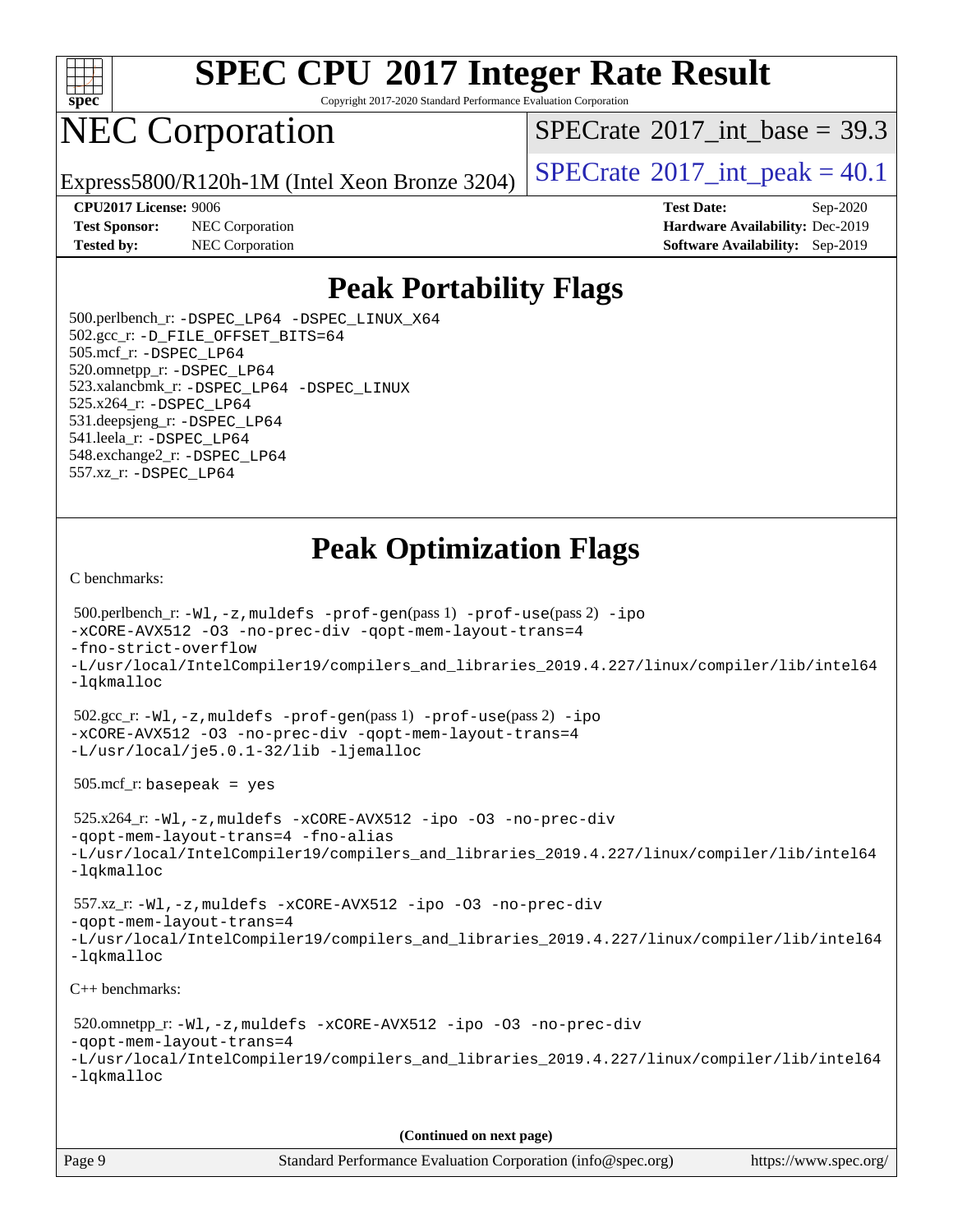# SPEC CPU 2017 Integer Rate Result

Copyright 2017-2020 Standard Performance Evaluation Corporation

# NEC Corporation

Express5800/R120h-1M (Intel Xeon Bronze 3204)

SPECrate 2017_int_base = 39.3

SPECrate 2017_int_peak = 40.1

**CPU2017 License:** 9006
**Test Sponsor:** NEC Corporation
**Tested by:** NEC Corporation

**Test Date:** Sep-2020
**Hardware Availability:** Dec-2019
**Software Availability:** Sep-2019

## Peak Portability Flags

500.perlbench_r: -DSPEC_LP64 -DSPEC_LINUX_X64
502.gcc_r: -D_FILE_OFFSET_BITS=64
505.mcf_r: -DSPEC_LP64
520.omnetpp_r: -DSPEC_LP64
523.xalancbmk_r: -DSPEC_LP64 -DSPEC_LINUX
525.x264_r: -DSPEC_LP64
531.deepsjeng_r: -DSPEC_LP64
541.leela_r: -DSPEC_LP64
548.exchange2_r: -DSPEC_LP64
557.xz_r: -DSPEC_LP64

## Peak Optimization Flags

C benchmarks:

500.perlbench_r: -Wl,-z,muldefs -prof-gen(pass 1) -prof-use(pass 2) -ipo -xCORE-AVX512 -O3 -no-prec-div -qopt-mem-layout-trans=4 -fno-strict-overflow -L/usr/local/IntelCompiler19/compilers_and_libraries_2019.4.227/linux/compiler/lib/intel64 -lqkmalloc

502.gcc_r: -Wl,-z,muldefs -prof-gen(pass 1) -prof-use(pass 2) -ipo -xCORE-AVX512 -O3 -no-prec-div -qopt-mem-layout-trans=4 -L/usr/local/je5.0.1-32/lib -ljemalloc

505.mcf_r: basepeak = yes

525.x264_r: -Wl,-z,muldefs -xCORE-AVX512 -ipo -O3 -no-prec-div -qopt-mem-layout-trans=4 -fno-alias -L/usr/local/IntelCompiler19/compilers_and_libraries_2019.4.227/linux/compiler/lib/intel64 -lqkmalloc

557.xz_r: -Wl,-z,muldefs -xCORE-AVX512 -ipo -O3 -no-prec-div -qopt-mem-layout-trans=4 -L/usr/local/IntelCompiler19/compilers_and_libraries_2019.4.227/linux/compiler/lib/intel64 -lqkmalloc

C++ benchmarks:

520.omnetpp_r: -Wl,-z,muldefs -xCORE-AVX512 -ipo -O3 -no-prec-div -qopt-mem-layout-trans=4 -L/usr/local/IntelCompiler19/compilers_and_libraries_2019.4.227/linux/compiler/lib/intel64 -lqkmalloc

(Continued on next page)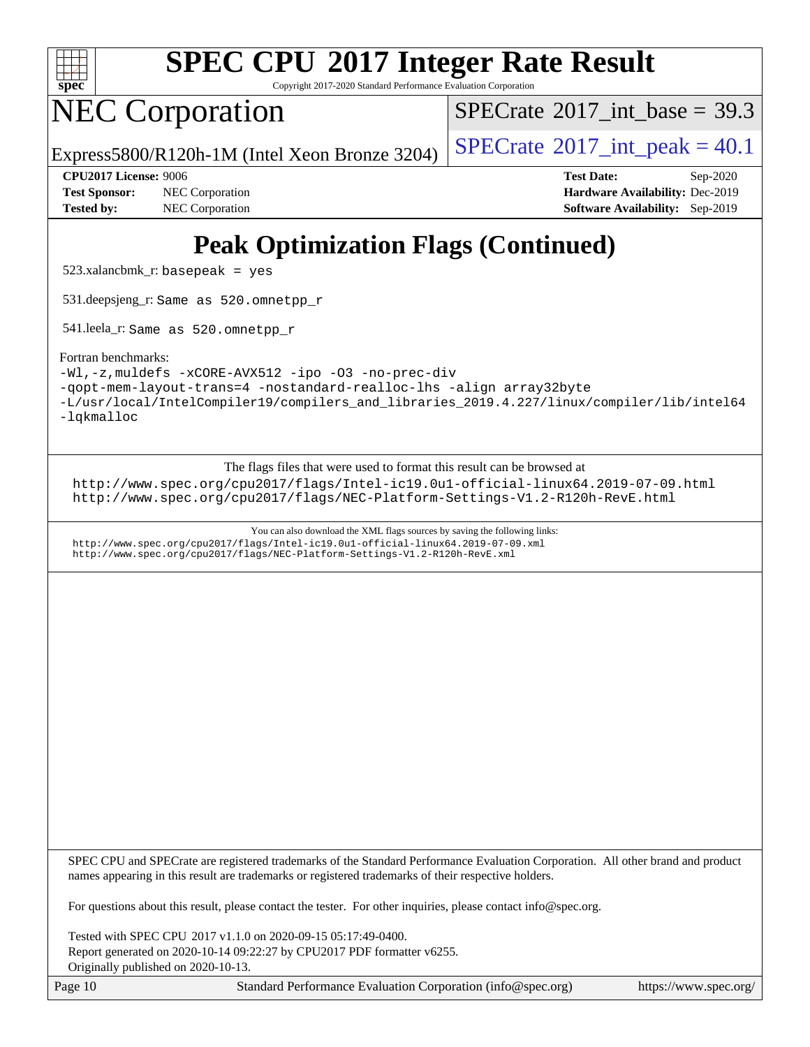# Peak Optimization Flags (Continued)

523.xalancbmk_r: `basepeak = yes`

531.deepsjeng_r: `Same as 520.omnetpp_r`

541.leela_r: `Same as 520.omnetpp_r`

Fortran benchmarks:

```
-Wl,-z,muldefs -xCORE-AVX512 -ipo -O3 -no-prec-div
-qopt-mem-layout-trans=4 -nostandard-realloc-lhs -align array32byte
-L/usr/local/IntelCompiler19/compilers_and_libraries_2019.4.227/linux/compiler/lib/intel64
-lqkmalloc
```

The flags files that were used to format this result can be browsed at

http://www.spec.org/cpu2017/flags/Intel-ic19.0u1-official-linux64.2019-07-09.html
http://www.spec.org/cpu2017/flags/NEC-Platform-Settings-V1.2-R120h-RevE.html

You can also download the XML flags sources by saving the following links:

http://www.spec.org/cpu2017/flags/Intel-ic19.0u1-official-linux64.2019-07-09.xml
http://www.spec.org/cpu2017/flags/NEC-Platform-Settings-V1.2-R120h-RevE.xml

SPEC CPU and SPECrate are registered trademarks of the Standard Performance Evaluation Corporation. All other brand and product names appearing in this result are trademarks or registered trademarks of their respective holders.

For questions about this result, please contact the tester. For other inquiries, please contact info@spec.org.

Tested with SPEC CPU 2017 v1.1.0 on 2020-09-15 05:17:49-0400.
Report generated on 2020-10-14 09:22:27 by CPU2017 PDF formatter v6255.
Originally published on 2020-10-13.